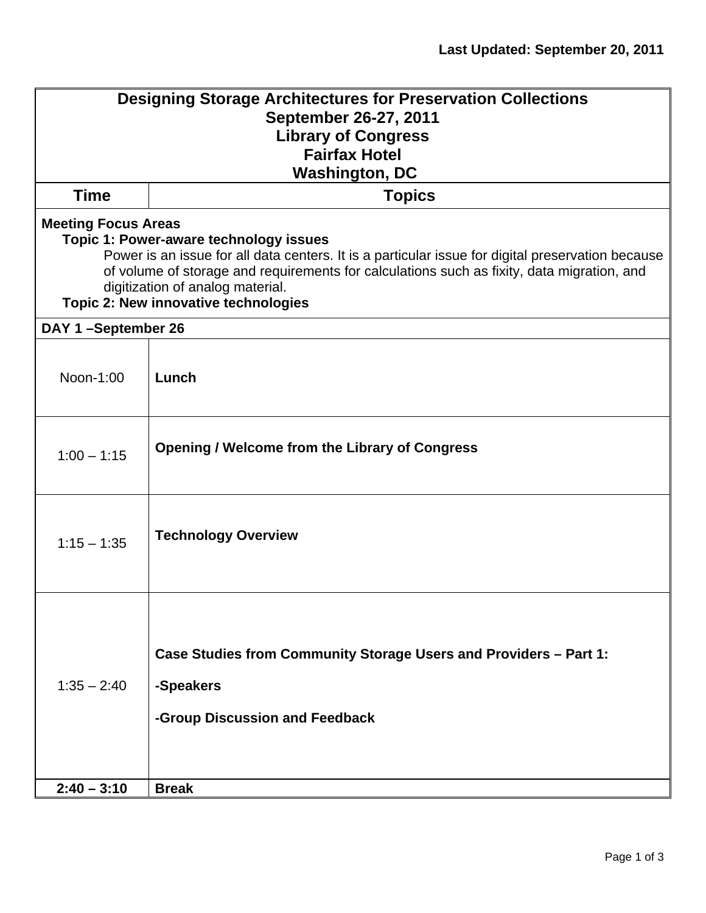**Last Updated: September 20, 2011**

| **Designing Storage Architectures for Preservation Collections**<br>**September 26-27, 2011**<br>**Library of Congress**<br>**Fairfax Hotel**<br>**Washington, DC** | |
|---|---|
| **Time** | **Topics** |
| **Meeting Focus Areas**<br>**Topic 1: Power-aware technology issues**<br>Power is an issue for all data centers. It is a particular issue for digital preservation because of volume of storage and requirements for calculations such as fixity, data migration, and digitization of analog material.<br>**Topic 2: New innovative technologies** | |
| **DAY 1 –September 26** | |
| Noon-1:00 | **Lunch** |
| 1:00 – 1:15 | **Opening / Welcome from the Library of Congress** |
| 1:15 – 1:35 | **Technology Overview** |
| 1:35 – 2:40 | **Case Studies from Community Storage Users and Providers – Part 1:**<br><br>**-Speakers**<br><br>**-Group Discussion and Feedback** |
| **2:40 – 3:10** | **Break** |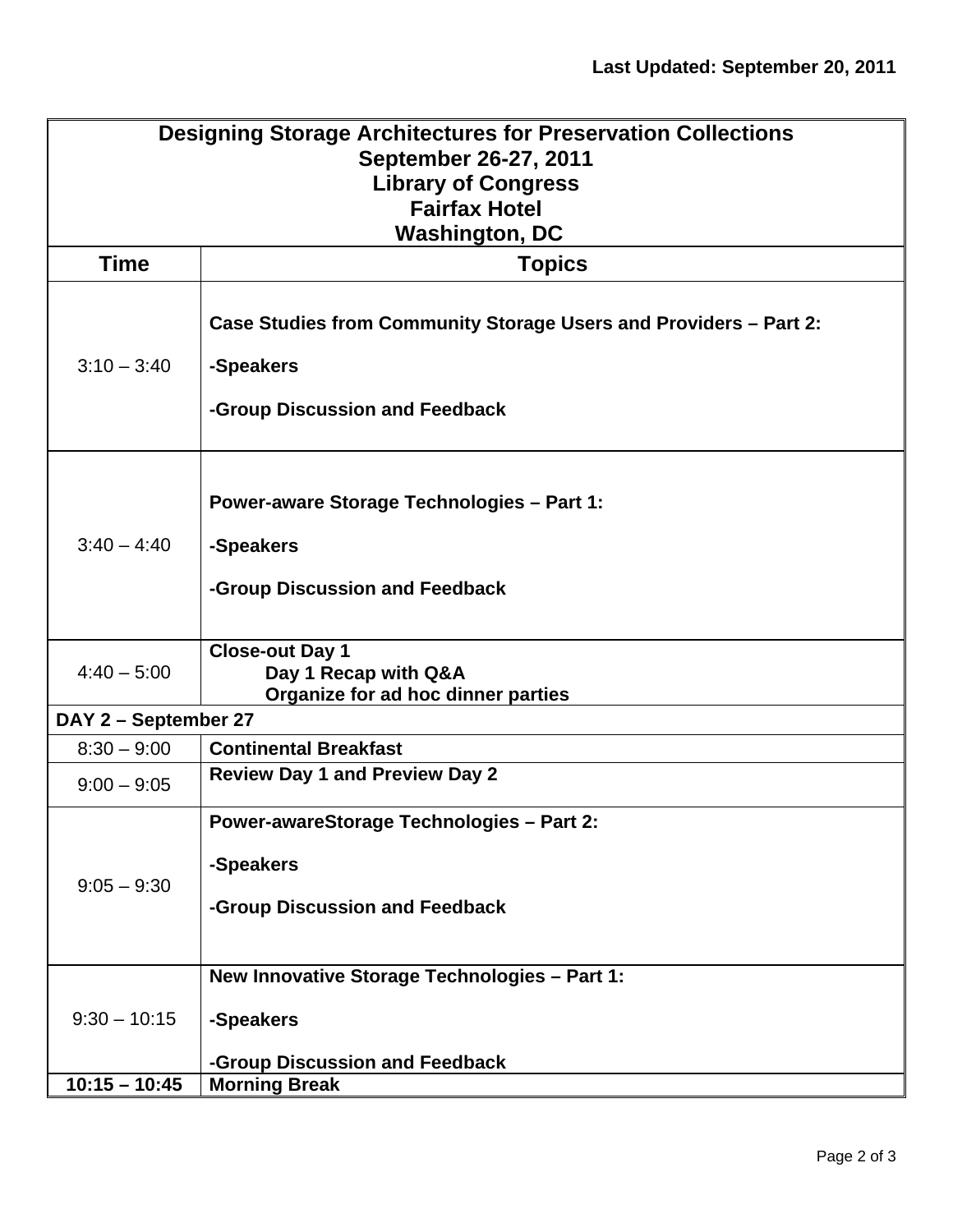Last Updated: September 20, 2011

| Designing Storage Architectures for Preservation Collections<br>September 26-27, 2011<br>Library of Congress<br>Fairfax Hotel<br>Washington, DC | |
|---|---|
| **Time** | **Topics** |
| 3:10 – 3:40 | **Case Studies from Community Storage Users and Providers – Part 2:**<br>**-Speakers**<br>**-Group Discussion and Feedback** |
| 3:40 – 4:40 | **Power-aware Storage Technologies – Part 1:**<br>**-Speakers**<br>**-Group Discussion and Feedback** |
| 4:40 – 5:00 | **Close-out Day 1**<br>**Day 1 Recap with Q&A**<br>**Organize for ad hoc dinner parties** |
| **DAY 2 – September 27** | |
| 8:30 – 9:00 | **Continental Breakfast** |
| 9:00 – 9:05 | **Review Day 1 and Preview Day 2** |
| 9:05 – 9:30 | **Power-awareStorage Technologies – Part 2:**<br>**-Speakers**<br>**-Group Discussion and Feedback** |
| 9:30 – 10:15 | **New Innovative Storage Technologies – Part 1:**<br>**-Speakers**<br>**-Group Discussion and Feedback** |
| **10:15 – 10:45** | **Morning Break** |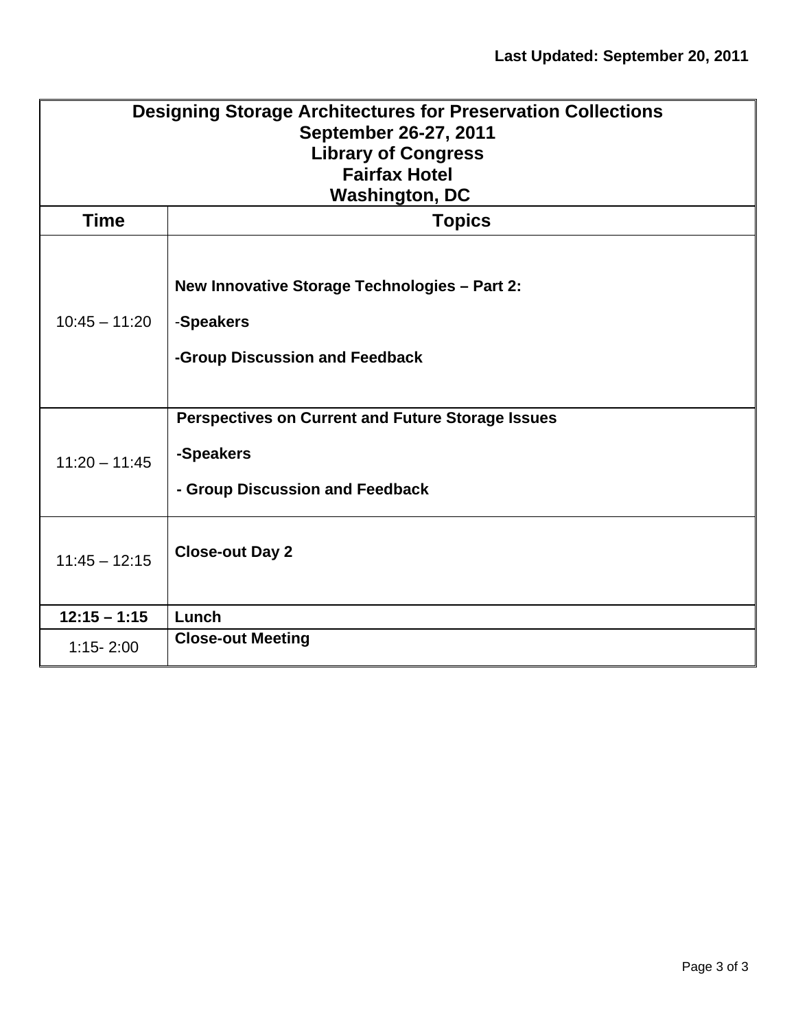**Last Updated: September 20, 2011**

| Designing Storage Architectures for Preservation Collections<br>September 26-27, 2011<br>Library of Congress<br>Fairfax Hotel<br>Washington, DC | |
|---|---|
| **Time** | **Topics** |
| 10:45 – 11:20 | **New Innovative Storage Technologies – Part 2:**<br>-**Speakers**<br>**-Group Discussion and Feedback** |
| 11:20 – 11:45 | **Perspectives on Current and Future Storage Issues**<br>**-Speakers**<br>**- Group Discussion and Feedback** |
| 11:45 – 12:15 | **Close-out Day 2** |
| **12:15 – 1:15** | **Lunch** |
| 1:15- 2:00 | **Close-out Meeting** |